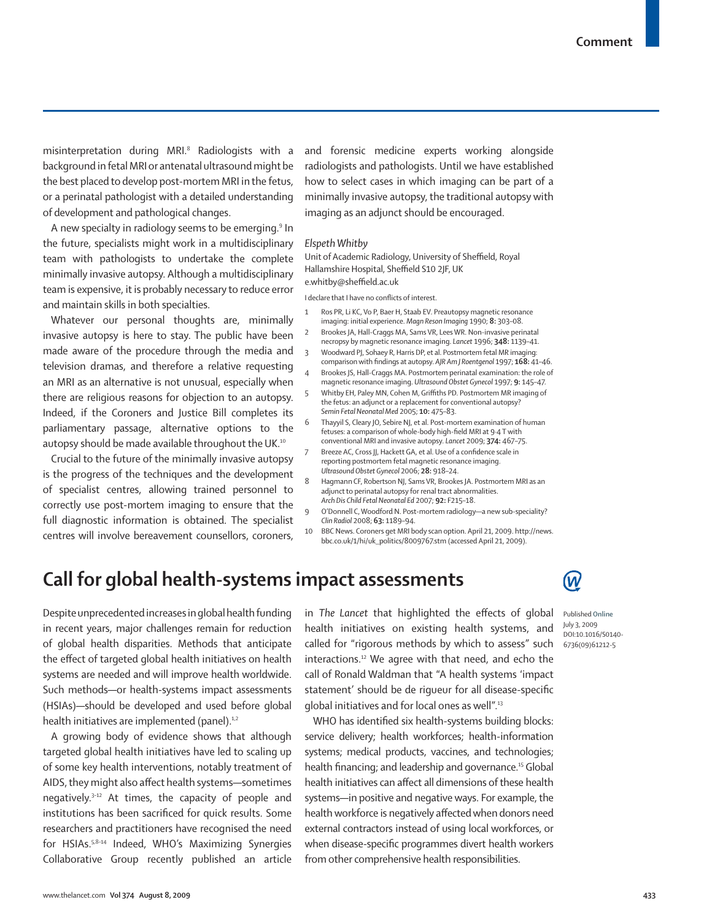misinterpretation during MRI.[8] Radiologists with a background in fetal MRI or antenatal ultrasound might be the best placed to develop post-mortem MRI in the fetus, or a perinatal pathologist with a detailed understanding of development and pathological changes.

A new specialty in radiology seems to be emerging.[9] In the future, specialists might work in a multidisciplinary team with pathologists to undertake the complete minimally invasive autopsy. Although a multidisciplinary team is expensive, it is probably necessary to reduce error and maintain skills in both specialties.

Whatever our personal thoughts are, minimally invasive autopsy is here to stay. The public have been made aware of the procedure through the media and television dramas, and therefore a relative requesting an MRI as an alternative is not unusual, especially when there are religious reasons for objection to an autopsy. Indeed, if the Coroners and Justice Bill completes its parliamentary passage, alternative options to the autopsy should be made available throughout the UK.[10]

Crucial to the future of the minimally invasive autopsy is the progress of the techniques and the development of specialist centres, allowing trained personnel to correctly use post-mortem imaging to ensure that the full diagnostic information is obtained. The specialist centres will involve bereavement counsellors, coroners, and forensic medicine experts working alongside radiologists and pathologists. Until we have established how to select cases in which imaging can be part of a minimally invasive autopsy, the traditional autopsy with imaging as an adjunct should be encouraged.

*Elspeth Whitby*

Unit of Academic Radiology, University of Sheffield, Royal Hallamshire Hospital, Sheffield S10 2JF, UK
e.whitby@sheffield.ac.uk

I declare that I have no conflicts of interest.

1. Ros PR, Li KC, Vo P, Baer H, Staab EV. Preautopsy magnetic resonance imaging: initial experience. *Magn Reson Imaging* 1990; **8:** 303–08.
2. Brookes JA, Hall-Craggs MA, Sams VR, Lees WR. Non-invasive perinatal necropsy by magnetic resonance imaging. *Lancet* 1996; **348:** 1139–41.
3. Woodward PJ, Sohaey R, Harris DP, et al. Postmortem fetal MR imaging: comparison with findings at autopsy. *AJR Am J Roentgenol* 1997; **168:** 41–46.
4. Brookes JS, Hall-Craggs MA. Postmortem perinatal examination: the role of magnetic resonance imaging. *Ultrasound Obstet Gynecol* 1997; **9:** 145–47.
5. Whitby EH, Paley MN, Cohen M, Griffiths PD. Postmortem MR imaging of the fetus: an adjunct or a replacement for conventional autopsy? *Semin Fetal Neonatal Med* 2005; **10:** 475–83.
6. Thayyil S, Cleary JO, Sebire NJ, et al. Post-mortem examination of human fetuses: a comparison of whole-body high-field MRI at 9·4 T with conventional MRI and invasive autopsy. *Lancet* 2009; **374:** 467–75.
7. Breeze AC, Cross JJ, Hackett GA, et al. Use of a confidence scale in reporting postmortem fetal magnetic resonance imaging. *Ultrasound Obstet Gynecol* 2006; **28:** 918–24.
8. Hagmann CF, Robertson NJ, Sams VR, Brookes JA. Postmortem MRI as an adjunct to perinatal autopsy for renal tract abnormalities. *Arch Dis Child Fetal Neonatal Ed* 2007; **92:** F215–18.
9. O'Donnell C, Woodford N. Post-mortem radiology—a new sub-speciality? *Clin Radiol* 2008; **63:** 1189–94.
10. BBC News. Coroners get MRI body scan option. April 21, 2009. http://news.bbc.co.uk/1/hi/uk_politics/8009767.stm (accessed April 21, 2009).

# Call for global health-systems impact assessments

Published **Online** July 3, 2009 DOI:10.1016/S0140-6736(09)61212-5

Despite unprecedented increases in global health funding in recent years, major challenges remain for reduction of global health disparities. Methods that anticipate the effect of targeted global health initiatives on health systems are needed and will improve health worldwide. Such methods—or health-systems impact assessments (HSIAs)—should be developed and used before global health initiatives are implemented (panel).[1,2]

A growing body of evidence shows that although targeted global health initiatives have led to scaling up of some key health interventions, notably treatment of AIDS, they might also affect health systems—sometimes negatively.[3–12] At times, the capacity of people and institutions has been sacrificed for quick results. Some researchers and practitioners have recognised the need for HSIAs.[5,8–14] Indeed, WHO's Maximizing Synergies Collaborative Group recently published an article in *The Lancet* that highlighted the effects of global health initiatives on existing health systems, and called for "rigorous methods by which to assess" such interactions.[12] We agree with that need, and echo the call of Ronald Waldman that "A health systems 'impact statement' should be de rigueur for all disease-specific global initiatives and for local ones as well".[13]

WHO has identified six health-systems building blocks: service delivery; health workforces; health-information systems; medical products, vaccines, and technologies; health financing; and leadership and governance.[15] Global health initiatives can affect all dimensions of these health systems—in positive and negative ways. For example, the health workforce is negatively affected when donors need external contractors instead of using local workforces, or when disease-specific programmes divert health workers from other comprehensive health responsibilities.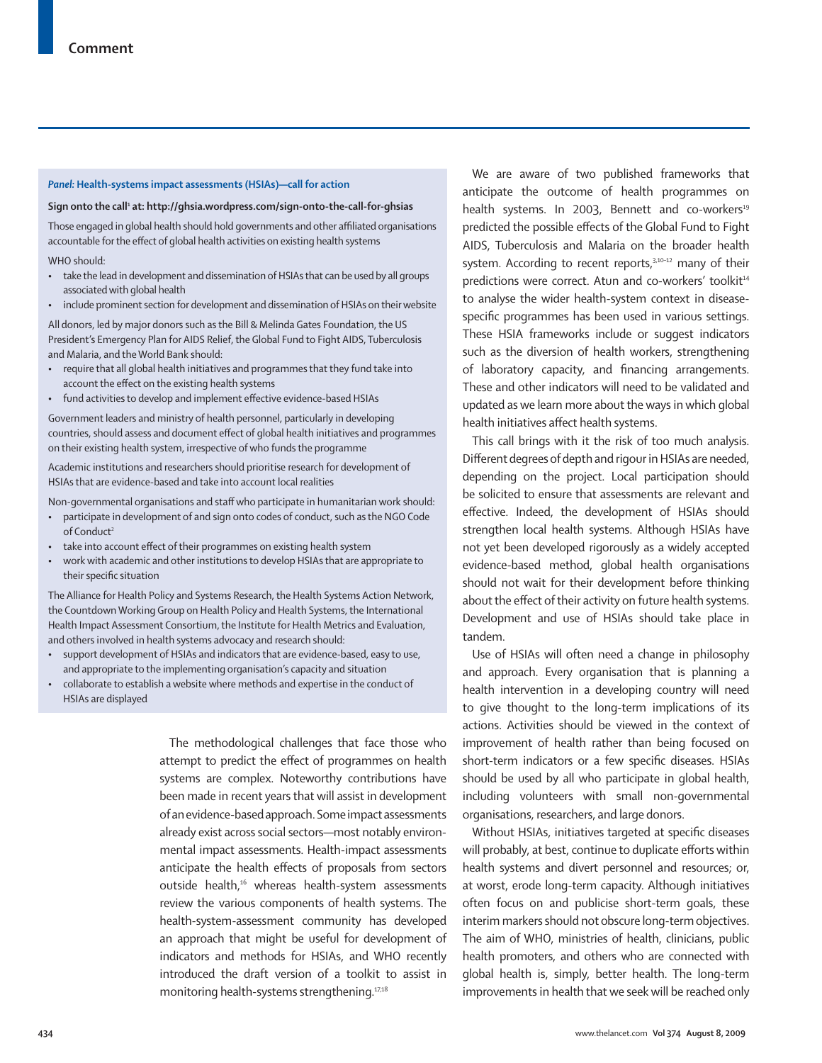**Panel: Health-systems impact assessments (HSIAs)—call for action**

**Sign onto the call[1] at: http://ghsia.wordpress.com/sign-onto-the-call-for-ghsias**

Those engaged in global health should hold governments and other affiliated organisations accountable for the effect of global health activities on existing health systems

WHO should:

- take the lead in development and dissemination of HSIAs that can be used by all groups associated with global health
- include prominent section for development and dissemination of HSIAs on their website

All donors, led by major donors such as the Bill & Melinda Gates Foundation, the US President's Emergency Plan for AIDS Relief, the Global Fund to Fight AIDS, Tuberculosis and Malaria, and the World Bank should:

- require that all global health initiatives and programmes that they fund take into account the effect on the existing health systems
- fund activities to develop and implement effective evidence-based HSIAs

Government leaders and ministry of health personnel, particularly in developing countries, should assess and document effect of global health initiatives and programmes on their existing health system, irrespective of who funds the programme

Academic institutions and researchers should prioritise research for development of HSIAs that are evidence-based and take into account local realities

Non-governmental organisations and staff who participate in humanitarian work should:

- participate in development of and sign onto codes of conduct, such as the NGO Code of Conduct[2]
- take into account effect of their programmes on existing health system
- work with academic and other institutions to develop HSIAs that are appropriate to their specific situation

The Alliance for Health Policy and Systems Research, the Health Systems Action Network, the Countdown Working Group on Health Policy and Health Systems, the International Health Impact Assessment Consortium, the Institute for Health Metrics and Evaluation, and others involved in health systems advocacy and research should:

- support development of HSIAs and indicators that are evidence-based, easy to use, and appropriate to the implementing organisation's capacity and situation
- collaborate to establish a website where methods and expertise in the conduct of HSIAs are displayed

The methodological challenges that face those who attempt to predict the effect of programmes on health systems are complex. Noteworthy contributions have been made in recent years that will assist in development of an evidence-based approach. Some impact assessments already exist across social sectors—most notably environmental impact assessments. Health-impact assessments anticipate the health effects of proposals from sectors outside health,[16] whereas health-system assessments review the various components of health systems. The health-system-assessment community has developed an approach that might be useful for development of indicators and methods for HSIAs, and WHO recently introduced the draft version of a toolkit to assist in monitoring health-systems strengthening.[17,18]

We are aware of two published frameworks that anticipate the outcome of health programmes on health systems. In 2003, Bennett and co-workers[19] predicted the possible effects of the Global Fund to Fight AIDS, Tuberculosis and Malaria on the broader health system. According to recent reports,[3,10–12] many of their predictions were correct. Atun and co-workers' toolkit[14] to analyse the wider health-system context in disease-specific programmes has been used in various settings. These HSIA frameworks include or suggest indicators such as the diversion of health workers, strengthening of laboratory capacity, and financing arrangements. These and other indicators will need to be validated and updated as we learn more about the ways in which global health initiatives affect health systems.

This call brings with it the risk of too much analysis. Different degrees of depth and rigour in HSIAs are needed, depending on the project. Local participation should be solicited to ensure that assessments are relevant and effective. Indeed, the development of HSIAs should strengthen local health systems. Although HSIAs have not yet been developed rigorously as a widely accepted evidence-based method, global health organisations should not wait for their development before thinking about the effect of their activity on future health systems. Development and use of HSIAs should take place in tandem.

Use of HSIAs will often need a change in philosophy and approach. Every organisation that is planning a health intervention in a developing country will need to give thought to the long-term implications of its actions. Activities should be viewed in the context of improvement of health rather than being focused on short-term indicators or a few specific diseases. HSIAs should be used by all who participate in global health, including volunteers with small non-governmental organisations, researchers, and large donors.

Without HSIAs, initiatives targeted at specific diseases will probably, at best, continue to duplicate efforts within health systems and divert personnel and resources; or, at worst, erode long-term capacity. Although initiatives often focus on and publicise short-term goals, these interim markers should not obscure long-term objectives. The aim of WHO, ministries of health, clinicians, public health promoters, and others who are connected with global health is, simply, better health. The long-term improvements in health that we seek will be reached only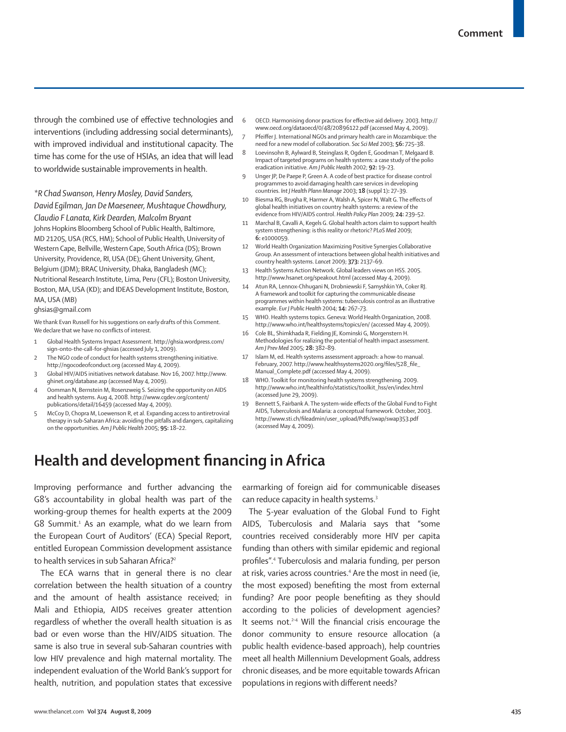through the combined use of effective technologies and interventions (including addressing social determinants), with improved individual and institutional capacity. The time has come for the use of HSIAs, an idea that will lead to worldwide sustainable improvements in health.

**R Chad Swanson, Henry Mosley, David Sanders, David Egilman, Jan De Maeseneer, Mushtaque Chowdhury, Claudio F Lanata, Kirk Dearden, Malcolm Bryant*

Johns Hopkins Bloomberg School of Public Health, Baltimore, MD 21205, USA (RCS, HM); School of Public Health, University of Western Cape, Bellville, Western Cape, South Africa (DS); Brown University, Providence, RI, USA (DE); Ghent University, Ghent, Belgium (JDM); BRAC University, Dhaka, Bangladesh (MC); Nutritional Research Institute, Lima, Peru (CFL); Boston University, Boston, MA, USA (KD); and IDEAS Development Institute, Boston, MA, USA (MB)

ghsias@gmail.com

We thank Evan Russell for his suggestions on early drafts of this Comment. We declare that we have no conflicts of interest.

1. Global Health Systems Impact Assessment. http://ghsia.wordpress.com/sign-onto-the-call-for-ghsias (accessed July 1, 2009).
2. The NGO code of conduct for health systems strengthening initiative. http://ngocodeofconduct.org (accessed May 4, 2009).
3. Global HIV/AIDS initiatives network database. Nov 16, 2007. http://www.ghinet.org/database.asp (accessed May 4, 2009).
4. Oomman N, Bernstein M, Rosenzweig S. Seizing the opportunity on AIDS and health systems. Aug 4, 2008. http://www.cgdev.org/content/publications/detail/16459 (accessed May 4, 2009).
5. McCoy D, Chopra M, Loewenson R, et al. Expanding access to antiretroviral therapy in sub-Saharan Africa: avoiding the pitfalls and dangers, capitalizing on the opportunities. *Am J Public Health* 2005; **95:** 18–22.
6. OECD. Harmonising donor practices for effective aid delivery. 2003. http://www.oecd.org/dataoecd/0/48/20896122.pdf (accessed May 4, 2009).
7. Pfeiffer J. International NGOs and primary health care in Mozambique: the need for a new model of collaboration. *Soc Sci Med* 2003; **56:** 725–38.
8. Loevinsohn B, Aylward B, Steinglass R, Ogden E, Goodman T, Melgaard B. Impact of targeted programs on health systems: a case study of the polio eradication initiative. *Am J Public Health* 2002; **92:** 19–23.
9. Unger JP, De Paepe P, Green A. A code of best practice for disease control programmes to avoid damaging health care services in developing countries. *Int J Health Plann Manage* 2003; **18** (suppl 1)**:** 27–39.
10. Biesma RG, Brugha R, Harmer A, Walsh A, Spicer N, Walt G. The effects of global health initiatives on country health systems: a review of the evidence from HIV/AIDS control. *Health Policy Plan* 2009; **24:** 239–52.
11. Marchal B, Cavalli A, Kegels G. Global health actors claim to support health system strengthening: is this reality or rhetoric? *PLoS Med* 2009; **6:** e1000059.
12. World Health Organization Maximizing Positive Synergies Collaborative Group. An assessment of interactions between global health initiatives and country health systems. *Lancet* 2009; **373:** 2137–69.
13. Health Systems Action Network. Global leaders views on HSS. 2005. http://www.hsanet.org/speakout.html (accessed May 4, 2009).
14. Atun RA, Lennox-Chhugani N, Drobniewski F, Samyshkin YA, Coker RJ. A framework and toolkit for capturing the communicable disease programmes within health systems: tuberculosis control as an illustrative example. *Eur J Public Health* 2004; **14:** 267–73.
15. WHO. Health systems topics. Geneva: World Health Organization, 2008. http://www.who.int/healthsystems/topics/en/ (accessed May 4, 2009).
16. Cole BL, Shimkhada R, Fielding JE, Kominski G, Morgenstern H. Methodologies for realizing the potential of health impact assessment. *Am J Prev Med* 2005; **28:** 382–89.
17. Islam M, ed. Health systems assessment approach: a how-to manual. February, 2007. http://www.healthsystems2020.org/files/528_file_Manual_Complete.pdf (accessed May 4, 2009).
18. WHO. Toolkit for monitoring health systems strengthening. 2009. http://www.who.int/healthinfo/statistics/toolkit_hss/en/index.html (accessed June 29, 2009).
19. Bennett S, Fairbank A. The system-wide effects of the Global Fund to Fight AIDS, Tuberculosis and Malaria: a conceptual framework. October, 2003. http://www.sti.ch/fileadmin/user_upload/Pdfs/swap/swap353.pdf (accessed May 4, 2009).

# Health and development financing in Africa

Improving performance and further advancing the G8's accountability in global health was part of the working-group themes for health experts at the 2009 G8 Summit.[1] As an example, what do we learn from the European Court of Auditors' (ECA) Special Report, entitled European Commission development assistance to health services in sub Saharan Africa?[2]

The ECA warns that in general there is no clear correlation between the health situation of a country and the amount of health assistance received; in Mali and Ethiopia, AIDS receives greater attention regardless of whether the overall health situation is as bad or even worse than the HIV/AIDS situation. The same is also true in several sub-Saharan countries with low HIV prevalence and high maternal mortality. The independent evaluation of the World Bank's support for health, nutrition, and population states that excessive earmarking of foreign aid for communicable diseases can reduce capacity in health systems.[3]

The 5-year evaluation of the Global Fund to Fight AIDS, Tuberculosis and Malaria says that "some countries received considerably more HIV per capita funding than others with similar epidemic and regional profiles".[4] Tuberculosis and malaria funding, per person at risk, varies across countries.[4] Are the most in need (ie, the most exposed) benefiting the most from external funding? Are poor people benefiting as they should according to the policies of development agencies? It seems not.[2–4] Will the financial crisis encourage the donor community to ensure resource allocation (a public health evidence-based approach), help countries meet all health Millennium Development Goals, address chronic diseases, and be more equitable towards African populations in regions with different needs?